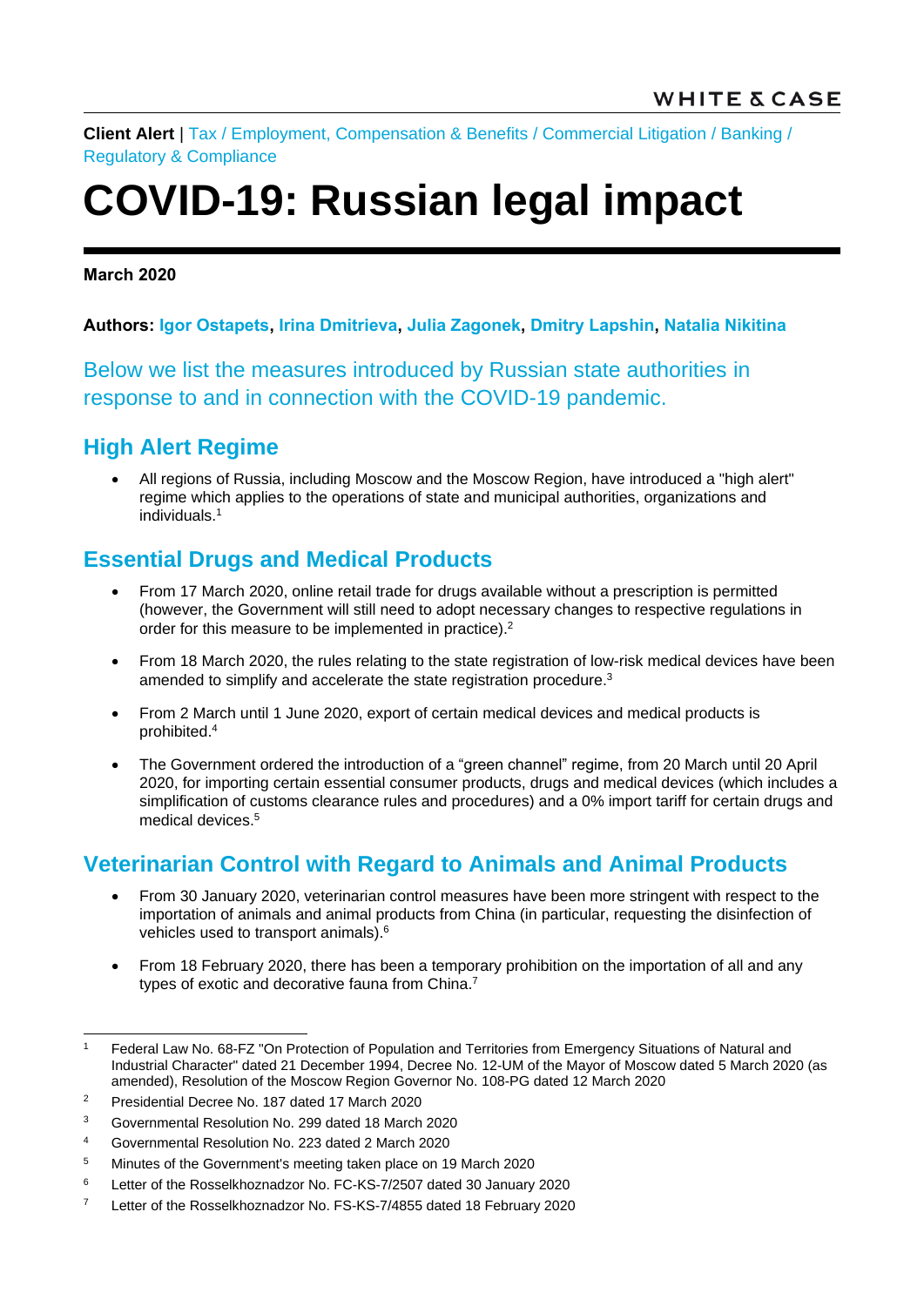WHITE & CASE

**Client Alert** | Tax / Employment, Compensation & Benefits / Commercial Litigation / Banking / Regulatory & Compliance

# COVID-19: Russian legal impact

**March 2020**

**Authors: Igor Ostapets, Irina Dmitrieva, Julia Zagonek, Dmitry Lapshin, Natalia Nikitina**

Below we list the measures introduced by Russian state authorities in response to and in connection with the COVID-19 pandemic.

## High Alert Regime

- All regions of Russia, including Moscow and the Moscow Region, have introduced a "high alert" regime which applies to the operations of state and municipal authorities, organizations and individuals.[1]

## Essential Drugs and Medical Products

- From 17 March 2020, online retail trade for drugs available without a prescription is permitted (however, the Government will still need to adopt necessary changes to respective regulations in order for this measure to be implemented in practice).[2]
- From 18 March 2020, the rules relating to the state registration of low-risk medical devices have been amended to simplify and accelerate the state registration procedure.[3]
- From 2 March until 1 June 2020, export of certain medical devices and medical products is prohibited.[4]
- The Government ordered the introduction of a "green channel" regime, from 20 March until 20 April 2020, for importing certain essential consumer products, drugs and medical devices (which includes a simplification of customs clearance rules and procedures) and a 0% import tariff for certain drugs and medical devices.[5]

## Veterinarian Control with Regard to Animals and Animal Products

- From 30 January 2020, veterinarian control measures have been more stringent with respect to the importation of animals and animal products from China (in particular, requesting the disinfection of vehicles used to transport animals).[6]
- From 18 February 2020, there has been a temporary prohibition on the importation of all and any types of exotic and decorative fauna from China.[7]

---

[1] Federal Law No. 68-FZ "On Protection of Population and Territories from Emergency Situations of Natural and Industrial Character" dated 21 December 1994, Decree No. 12-UM of the Mayor of Moscow dated 5 March 2020 (as amended), Resolution of the Moscow Region Governor No. 108-PG dated 12 March 2020

[2] Presidential Decree No. 187 dated 17 March 2020

[3] Governmental Resolution No. 299 dated 18 March 2020

[4] Governmental Resolution No. 223 dated 2 March 2020

[5] Minutes of the Government's meeting taken place on 19 March 2020

[6] Letter of the Rosselkhoznadzor No. FC-KS-7/2507 dated 30 January 2020

[7] Letter of the Rosselkhoznadzor No. FS-KS-7/4855 dated 18 February 2020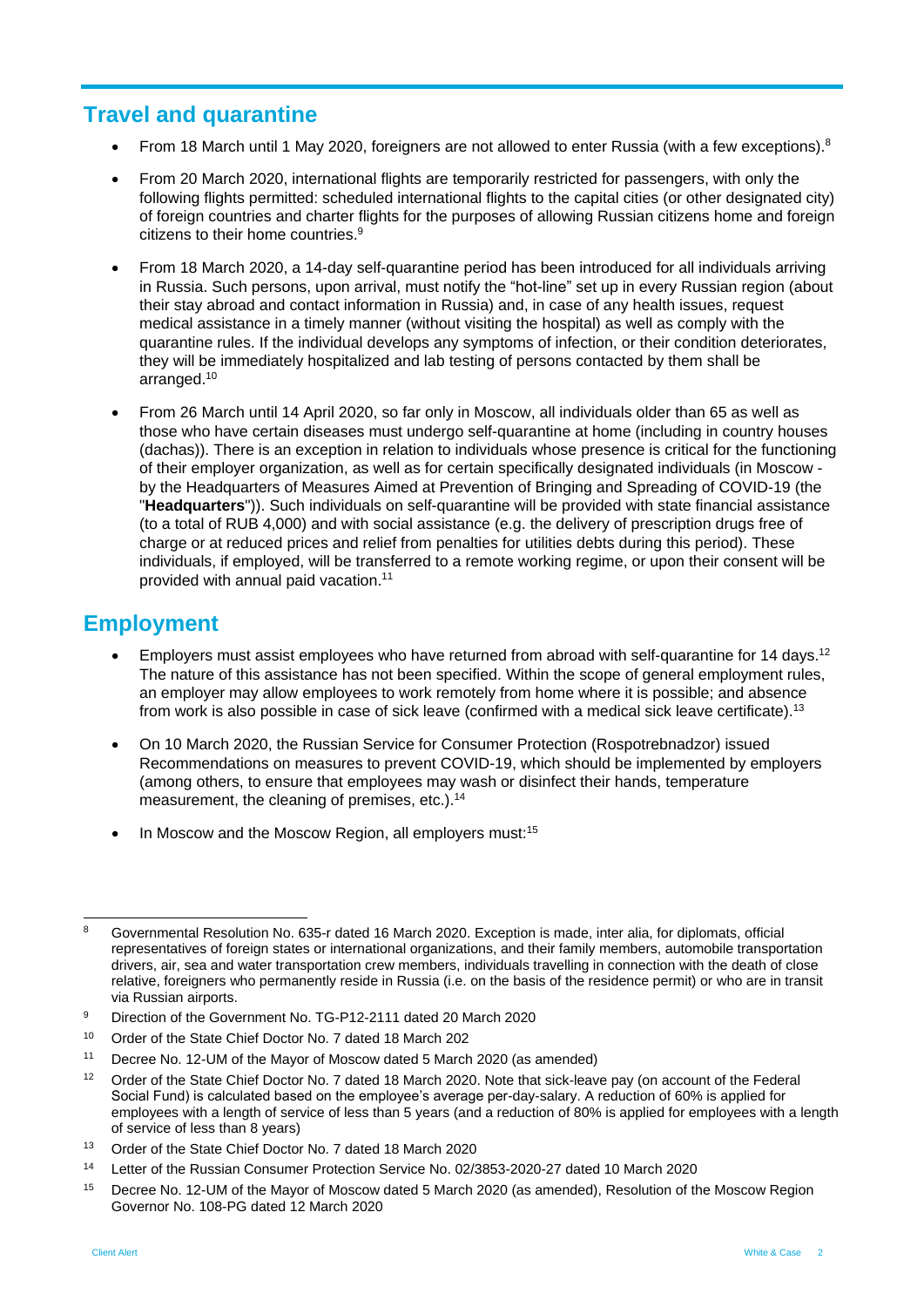## Travel and quarantine

- From 18 March until 1 May 2020, foreigners are not allowed to enter Russia (with a few exceptions).[8]
- From 20 March 2020, international flights are temporarily restricted for passengers, with only the following flights permitted: scheduled international flights to the capital cities (or other designated city) of foreign countries and charter flights for the purposes of allowing Russian citizens home and foreign citizens to their home countries.[9]
- From 18 March 2020, a 14-day self-quarantine period has been introduced for all individuals arriving in Russia. Such persons, upon arrival, must notify the "hot-line" set up in every Russian region (about their stay abroad and contact information in Russia) and, in case of any health issues, request medical assistance in a timely manner (without visiting the hospital) as well as comply with the quarantine rules. If the individual develops any symptoms of infection, or their condition deteriorates, they will be immediately hospitalized and lab testing of persons contacted by them shall be arranged.[10]
- From 26 March until 14 April 2020, so far only in Moscow, all individuals older than 65 as well as those who have certain diseases must undergo self-quarantine at home (including in country houses (dachas)). There is an exception in relation to individuals whose presence is critical for the functioning of their employer organization, as well as for certain specifically designated individuals (in Moscow - by the Headquarters of Measures Aimed at Prevention of Bringing and Spreading of COVID-19 (the "**Headquarters**")). Such individuals on self-quarantine will be provided with state financial assistance (to a total of RUB 4,000) and with social assistance (e.g. the delivery of prescription drugs free of charge or at reduced prices and relief from penalties for utilities debts during this period). These individuals, if employed, will be transferred to a remote working regime, or upon their consent will be provided with annual paid vacation.[11]

## Employment

- Employers must assist employees who have returned from abroad with self-quarantine for 14 days.[12] The nature of this assistance has not been specified. Within the scope of general employment rules, an employer may allow employees to work remotely from home where it is possible; and absence from work is also possible in case of sick leave (confirmed with a medical sick leave certificate).[13]
- On 10 March 2020, the Russian Service for Consumer Protection (Rospotrebnadzor) issued Recommendations on measures to prevent COVID-19, which should be implemented by employers (among others, to ensure that employees may wash or disinfect their hands, temperature measurement, the cleaning of premises, etc.).[14]
- In Moscow and the Moscow Region, all employers must:[15]

---

[8] Governmental Resolution No. 635-r dated 16 March 2020. Exception is made, inter alia, for diplomats, official representatives of foreign states or international organizations, and their family members, automobile transportation drivers, air, sea and water transportation crew members, individuals travelling in connection with the death of close relative, foreigners who permanently reside in Russia (i.e. on the basis of the residence permit) or who are in transit via Russian airports.

[9] Direction of the Government No. TG-P12-2111 dated 20 March 2020

[10] Order of the State Chief Doctor No. 7 dated 18 March 202

[11] Decree No. 12-UM of the Mayor of Moscow dated 5 March 2020 (as amended)

[12] Order of the State Chief Doctor No. 7 dated 18 March 2020. Note that sick-leave pay (on account of the Federal Social Fund) is calculated based on the employee's average per-day-salary. A reduction of 60% is applied for employees with a length of service of less than 5 years (and a reduction of 80% is applied for employees with a length of service of less than 8 years)

[13] Order of the State Chief Doctor No. 7 dated 18 March 2020

[14] Letter of the Russian Consumer Protection Service No. 02/3853-2020-27 dated 10 March 2020

[15] Decree No. 12-UM of the Mayor of Moscow dated 5 March 2020 (as amended), Resolution of the Moscow Region Governor No. 108-PG dated 12 March 2020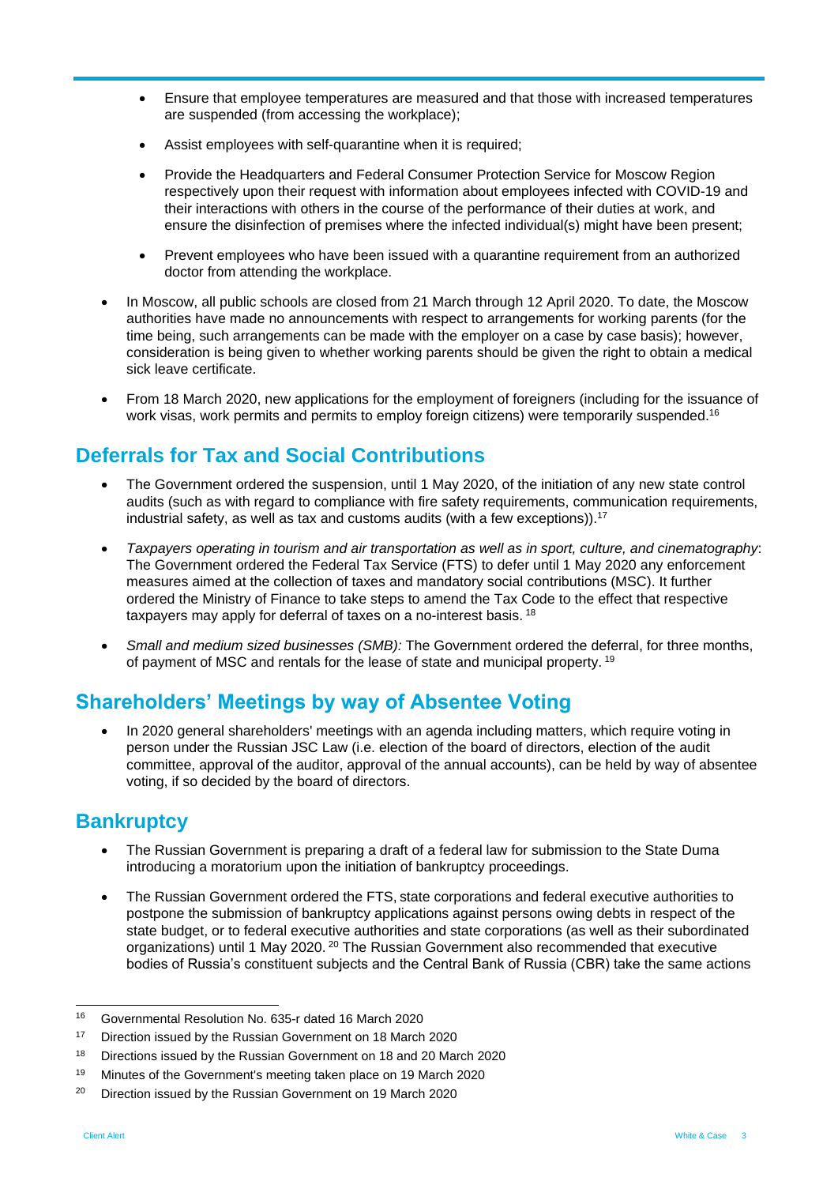- Ensure that employee temperatures are measured and that those with increased temperatures are suspended (from accessing the workplace);
- Assist employees with self-quarantine when it is required;
- Provide the Headquarters and Federal Consumer Protection Service for Moscow Region respectively upon their request with information about employees infected with COVID-19 and their interactions with others in the course of the performance of their duties at work, and ensure the disinfection of premises where the infected individual(s) might have been present;
- Prevent employees who have been issued with a quarantine requirement from an authorized doctor from attending the workplace.

- In Moscow, all public schools are closed from 21 March through 12 April 2020. To date, the Moscow authorities have made no announcements with respect to arrangements for working parents (for the time being, such arrangements can be made with the employer on a case by case basis); however, consideration is being given to whether working parents should be given the right to obtain a medical sick leave certificate.
- From 18 March 2020, new applications for the employment of foreigners (including for the issuance of work visas, work permits and permits to employ foreign citizens) were temporarily suspended.[16]

## Deferrals for Tax and Social Contributions

- The Government ordered the suspension, until 1 May 2020, of the initiation of any new state control audits (such as with regard to compliance with fire safety requirements, communication requirements, industrial safety, as well as tax and customs audits (with a few exceptions)).[17]
- *Taxpayers operating in tourism and air transportation as well as in sport, culture, and cinematography*: The Government ordered the Federal Tax Service (FTS) to defer until 1 May 2020 any enforcement measures aimed at the collection of taxes and mandatory social contributions (MSC). It further ordered the Ministry of Finance to take steps to amend the Tax Code to the effect that respective taxpayers may apply for deferral of taxes on a no-interest basis.[18]
- *Small and medium sized businesses (SMB):* The Government ordered the deferral, for three months, of payment of MSC and rentals for the lease of state and municipal property.[19]

## Shareholders' Meetings by way of Absentee Voting

- In 2020 general shareholders' meetings with an agenda including matters, which require voting in person under the Russian JSC Law (i.e. election of the board of directors, election of the audit committee, approval of the auditor, approval of the annual accounts), can be held by way of absentee voting, if so decided by the board of directors.

## Bankruptcy

- The Russian Government is preparing a draft of a federal law for submission to the State Duma introducing a moratorium upon the initiation of bankruptcy proceedings.
- The Russian Government ordered the FTS, state corporations and federal executive authorities to postpone the submission of bankruptcy applications against persons owing debts in respect of the state budget, or to federal executive authorities and state corporations (as well as their subordinated organizations) until 1 May 2020.[20] The Russian Government also recommended that executive bodies of Russia's constituent subjects and the Central Bank of Russia (CBR) take the same actions

---

[16] Governmental Resolution No. 635-r dated 16 March 2020

[17] Direction issued by the Russian Government on 18 March 2020

[18] Directions issued by the Russian Government on 18 and 20 March 2020

[19] Minutes of the Government's meeting taken place on 19 March 2020

[20] Direction issued by the Russian Government on 19 March 2020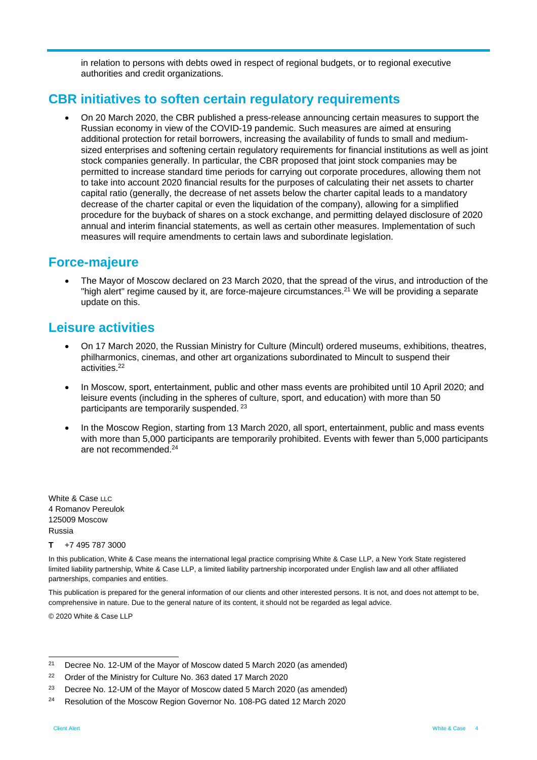in relation to persons with debts owed in respect of regional budgets, or to regional executive authorities and credit organizations.

## CBR initiatives to soften certain regulatory requirements

- On 20 March 2020, the CBR published a press-release announcing certain measures to support the Russian economy in view of the COVID-19 pandemic. Such measures are aimed at ensuring additional protection for retail borrowers, increasing the availability of funds to small and medium-sized enterprises and softening certain regulatory requirements for financial institutions as well as joint stock companies generally. In particular, the CBR proposed that joint stock companies may be permitted to increase standard time periods for carrying out corporate procedures, allowing them not to take into account 2020 financial results for the purposes of calculating their net assets to charter capital ratio (generally, the decrease of net assets below the charter capital leads to a mandatory decrease of the charter capital or even the liquidation of the company), allowing for a simplified procedure for the buyback of shares on a stock exchange, and permitting delayed disclosure of 2020 annual and interim financial statements, as well as certain other measures. Implementation of such measures will require amendments to certain laws and subordinate legislation.

## Force-majeure

- The Mayor of Moscow declared on 23 March 2020, that the spread of the virus, and introduction of the "high alert" regime caused by it, are force-majeure circumstances.[21] We will be providing a separate update on this.

## Leisure activities

- On 17 March 2020, the Russian Ministry for Culture (Mincult) ordered museums, exhibitions, theatres, philharmonics, cinemas, and other art organizations subordinated to Mincult to suspend their activities.[22]
- In Moscow, sport, entertainment, public and other mass events are prohibited until 10 April 2020; and leisure events (including in the spheres of culture, sport, and education) with more than 50 participants are temporarily suspended.[23]
- In the Moscow Region, starting from 13 March 2020, all sport, entertainment, public and mass events with more than 5,000 participants are temporarily prohibited. Events with fewer than 5,000 participants are not recommended.[24]

White & Case LLC
4 Romanov Pereulok
125009 Moscow
Russia

**T** +7 495 787 3000

In this publication, White & Case means the international legal practice comprising White & Case LLP, a New York State registered limited liability partnership, White & Case LLP, a limited liability partnership incorporated under English law and all other affiliated partnerships, companies and entities.

This publication is prepared for the general information of our clients and other interested persons. It is not, and does not attempt to be, comprehensive in nature. Due to the general nature of its content, it should not be regarded as legal advice.

© 2020 White & Case LLP

---

[21] Decree No. 12-UM of the Mayor of Moscow dated 5 March 2020 (as amended)

[22] Order of the Ministry for Culture No. 363 dated 17 March 2020

[23] Decree No. 12-UM of the Mayor of Moscow dated 5 March 2020 (as amended)

[24] Resolution of the Moscow Region Governor No. 108-PG dated 12 March 2020